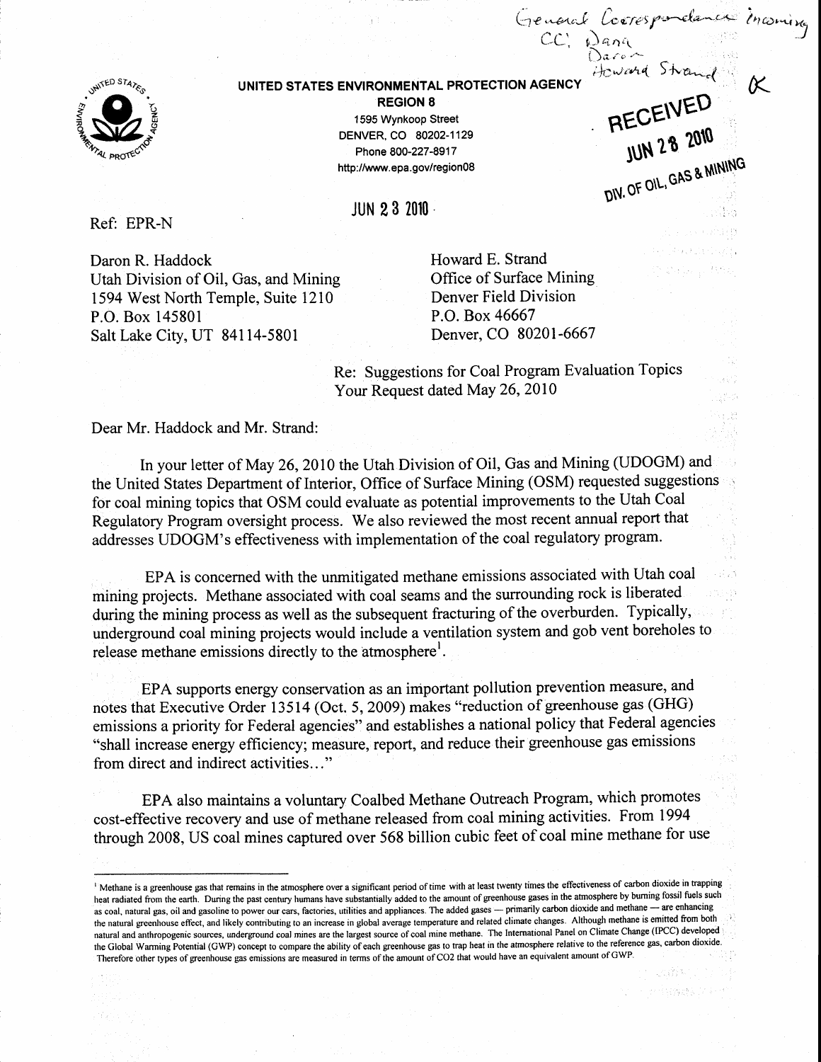General Correspondence incoming
CC: Dana
Daron
Howard Strand

**UNITED STATES ENVIRONMENTAL PROTECTION AGENCY**
**REGION 8**
1595 Wynkoop Street
DENVER, CO 80202-1129
Phone 800-227-8917
http://www.epa.gov/region08

RECEIVED
JUN 28 2010
DIV. OF OIL, GAS & MINING

JUN 23 2010

Ref: EPR-N

Daron R. Haddock
Utah Division of Oil, Gas, and Mining
1594 West North Temple, Suite 1210
P.O. Box 145801
Salt Lake City, UT 84114-5801

Howard E. Strand
Office of Surface Mining
Denver Field Division
P.O. Box 46667
Denver, CO 80201-6667

Re: Suggestions for Coal Program Evaluation Topics
Your Request dated May 26, 2010

Dear Mr. Haddock and Mr. Strand:

In your letter of May 26, 2010 the Utah Division of Oil, Gas and Mining (UDOGM) and the United States Department of Interior, Office of Surface Mining (OSM) requested suggestions for coal mining topics that OSM could evaluate as potential improvements to the Utah Coal Regulatory Program oversight process. We also reviewed the most recent annual report that addresses UDOGM's effectiveness with implementation of the coal regulatory program.

EPA is concerned with the unmitigated methane emissions associated with Utah coal mining projects. Methane associated with coal seams and the surrounding rock is liberated during the mining process as well as the subsequent fracturing of the overburden. Typically, underground coal mining projects would include a ventilation system and gob vent boreholes to release methane emissions directly to the atmosphere[1].

EPA supports energy conservation as an important pollution prevention measure, and notes that Executive Order 13514 (Oct. 5, 2009) makes "reduction of greenhouse gas (GHG) emissions a priority for Federal agencies" and establishes a national policy that Federal agencies "shall increase energy efficiency; measure, report, and reduce their greenhouse gas emissions from direct and indirect activities..."

EPA also maintains a voluntary Coalbed Methane Outreach Program, which promotes cost-effective recovery and use of methane released from coal mining activities. From 1994 through 2008, US coal mines captured over 568 billion cubic feet of coal mine methane for use

---

[1] Methane is a greenhouse gas that remains in the atmosphere over a significant period of time with at least twenty times the effectiveness of carbon dioxide in trapping heat radiated from the earth. During the past century humans have substantially added to the amount of greenhouse gases in the atmosphere by burning fossil fuels such as coal, natural gas, oil and gasoline to power our cars, factories, utilities and appliances. The added gases — primarily carbon dioxide and methane — are enhancing the natural greenhouse effect, and likely contributing to an increase in global average temperature and related climate changes. Although methane is emitted from both natural and anthropogenic sources, underground coal mines are the largest source of coal mine methane. The International Panel on Climate Change (IPCC) developed the Global Warming Potential (GWP) concept to compare the ability of each greenhouse gas to trap heat in the atmosphere relative to the reference gas, carbon dioxide. Therefore other types of greenhouse gas emissions are measured in terms of the amount of CO2 that would have an equivalent amount of GWP.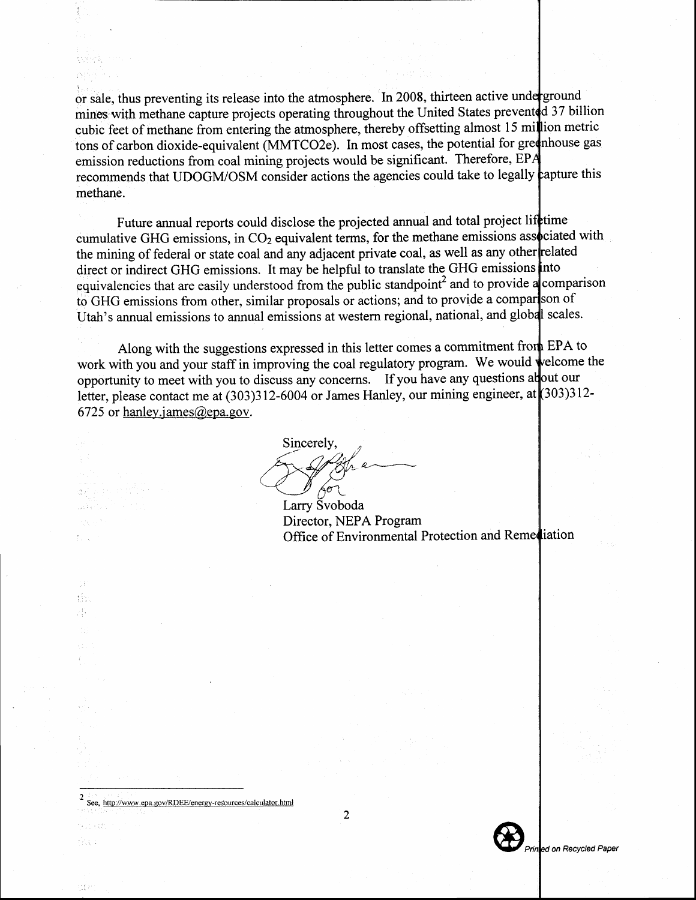or sale, thus preventing its release into the atmosphere. In 2008, thirteen active underground mines with methane capture projects operating throughout the United States prevented 37 billion cubic feet of methane from entering the atmosphere, thereby offsetting almost 15 million metric tons of carbon dioxide-equivalent (MMTCO2e). In most cases, the potential for greenhouse gas emission reductions from coal mining projects would be significant. Therefore, EPA recommends that UDOGM/OSM consider actions the agencies could take to legally capture this methane.

Future annual reports could disclose the projected annual and total project lifetime cumulative GHG emissions, in $CO_2$ equivalent terms, for the methane emissions associated with the mining of federal or state coal and any adjacent private coal, as well as any other related direct or indirect GHG emissions. It may be helpful to translate the GHG emissions into equivalencies that are easily understood from the public standpoint[2] and to provide a comparison to GHG emissions from other, similar proposals or actions; and to provide a comparison of Utah's annual emissions to annual emissions at western regional, national, and global scales.

Along with the suggestions expressed in this letter comes a commitment from EPA to work with you and your staff in improving the coal regulatory program. We would welcome the opportunity to meet with you to discuss any concerns. If you have any questions about our letter, please contact me at (303)312-6004 or James Hanley, our mining engineer, at (303)312-6725 or hanley.james@epa.gov.

Sincerely,

Larry Svoboda
Director, NEPA Program
Office of Environmental Protection and Remediation

[2] See, http://www.epa.gov/RDEE/energy-resources/calculator.html

*Printed on Recycled Paper*